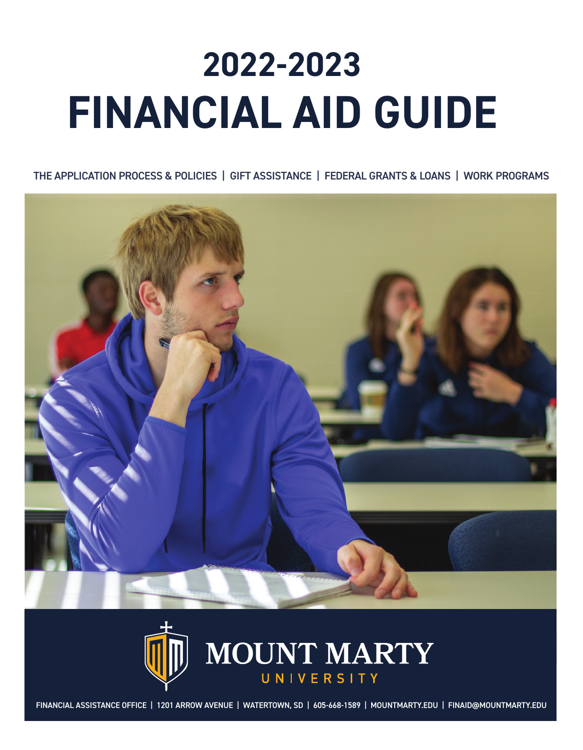# 2022-2023 FINANCIAL AID GUIDE

THE APPLICATION PROCESS & POLICIES | GIFT ASSISTANCE | FEDERAL GRANTS & LOANS | WORK PROGRAMS

MOUNT MARTY UNIVERSITY

FINANCIAL ASSISTANCE OFFICE | 1201 ARROW AVENUE | WATERTOWN, SD | 605-668-1589 | MOUNTMARTY.EDU | FINAID@MOUNTMARTY.EDU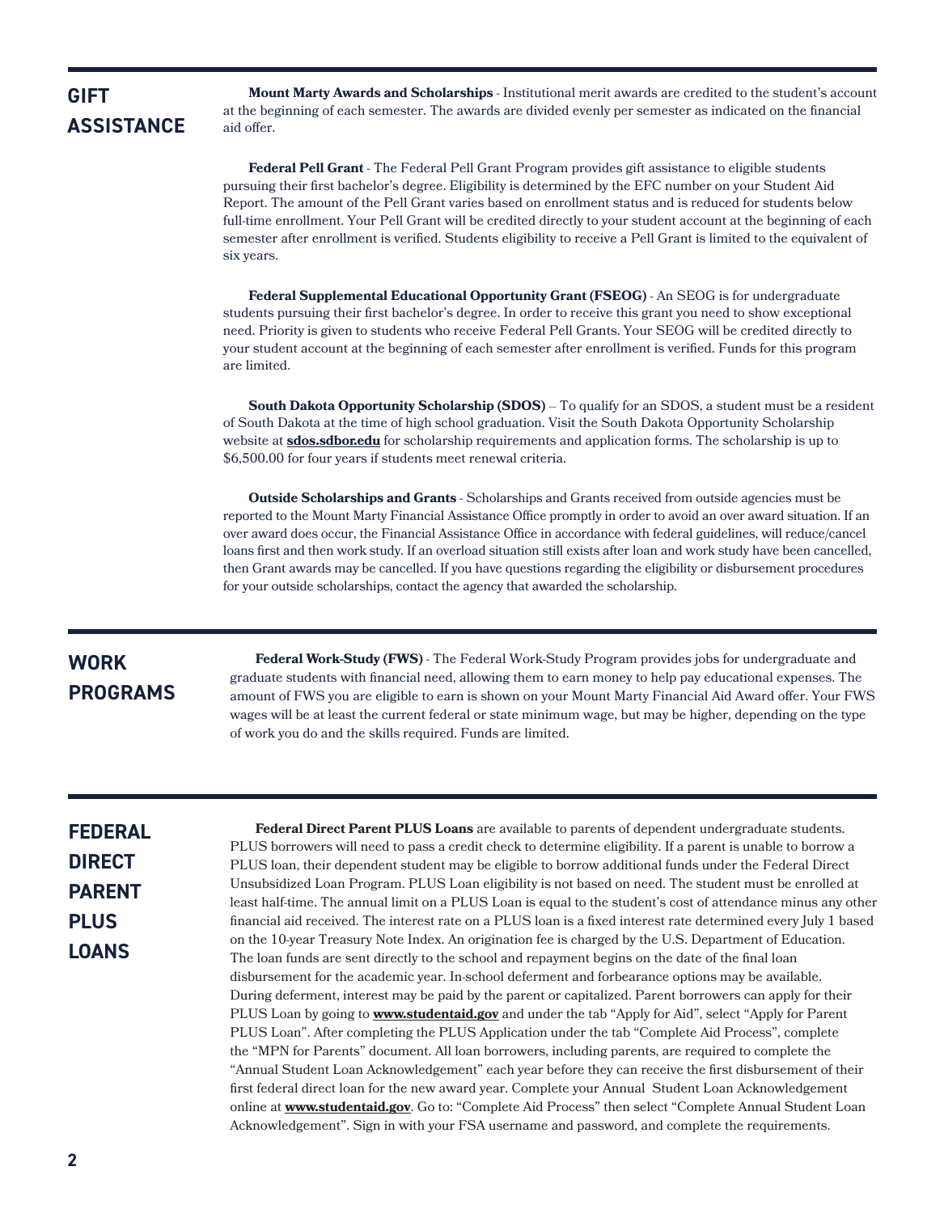## GIFT ASSISTANCE

**Mount Marty Awards and Scholarships** - Institutional merit awards are credited to the student's account at the beginning of each semester. The awards are divided evenly per semester as indicated on the financial aid offer.

**Federal Pell Grant** - The Federal Pell Grant Program provides gift assistance to eligible students pursuing their first bachelor's degree. Eligibility is determined by the EFC number on your Student Aid Report. The amount of the Pell Grant varies based on enrollment status and is reduced for students below full-time enrollment. Your Pell Grant will be credited directly to your student account at the beginning of each semester after enrollment is verified. Students eligibility to receive a Pell Grant is limited to the equivalent of six years.

**Federal Supplemental Educational Opportunity Grant (FSEOG)** - An SEOG is for undergraduate students pursuing their first bachelor's degree. In order to receive this grant you need to show exceptional need. Priority is given to students who receive Federal Pell Grants. Your SEOG will be credited directly to your student account at the beginning of each semester after enrollment is verified. Funds for this program are limited.

**South Dakota Opportunity Scholarship (SDOS)** – To qualify for an SDOS, a student must be a resident of South Dakota at the time of high school graduation. Visit the South Dakota Opportunity Scholarship website at **sdos.sdbor.edu** for scholarship requirements and application forms. The scholarship is up to $6,500.00 for four years if students meet renewal criteria.

**Outside Scholarships and Grants** - Scholarships and Grants received from outside agencies must be reported to the Mount Marty Financial Assistance Office promptly in order to avoid an over award situation. If an over award does occur, the Financial Assistance Office in accordance with federal guidelines, will reduce/cancel loans first and then work study. If an overload situation still exists after loan and work study have been cancelled, then Grant awards may be cancelled. If you have questions regarding the eligibility or disbursement procedures for your outside scholarships, contact the agency that awarded the scholarship.

## WORK PROGRAMS

**Federal Work-Study (FWS)** - The Federal Work-Study Program provides jobs for undergraduate and graduate students with financial need, allowing them to earn money to help pay educational expenses. The amount of FWS you are eligible to earn is shown on your Mount Marty Financial Aid Award offer. Your FWS wages will be at least the current federal or state minimum wage, but may be higher, depending on the type of work you do and the skills required. Funds are limited.

## FEDERAL DIRECT PARENT PLUS LOANS

**Federal Direct Parent PLUS Loans** are available to parents of dependent undergraduate students. PLUS borrowers will need to pass a credit check to determine eligibility. If a parent is unable to borrow a PLUS loan, their dependent student may be eligible to borrow additional funds under the Federal Direct Unsubsidized Loan Program. PLUS Loan eligibility is not based on need. The student must be enrolled at least half-time. The annual limit on a PLUS Loan is equal to the student's cost of attendance minus any other financial aid received. The interest rate on a PLUS loan is a fixed interest rate determined every July 1 based on the 10-year Treasury Note Index. An origination fee is charged by the U.S. Department of Education. The loan funds are sent directly to the school and repayment begins on the date of the final loan disbursement for the academic year. In-school deferment and forbearance options may be available. During deferment, interest may be paid by the parent or capitalized. Parent borrowers can apply for their PLUS Loan by going to **www.studentaid.gov** and under the tab "Apply for Aid", select "Apply for Parent PLUS Loan". After completing the PLUS Application under the tab "Complete Aid Process", complete the "MPN for Parents" document. All loan borrowers, including parents, are required to complete the "Annual Student Loan Acknowledgement" each year before they can receive the first disbursement of their first federal direct loan for the new award year. Complete your Annual Student Loan Acknowledgement online at **www.studentaid.gov**. Go to: "Complete Aid Process" then select "Complete Annual Student Loan Acknowledgement". Sign in with your FSA username and password, and complete the requirements.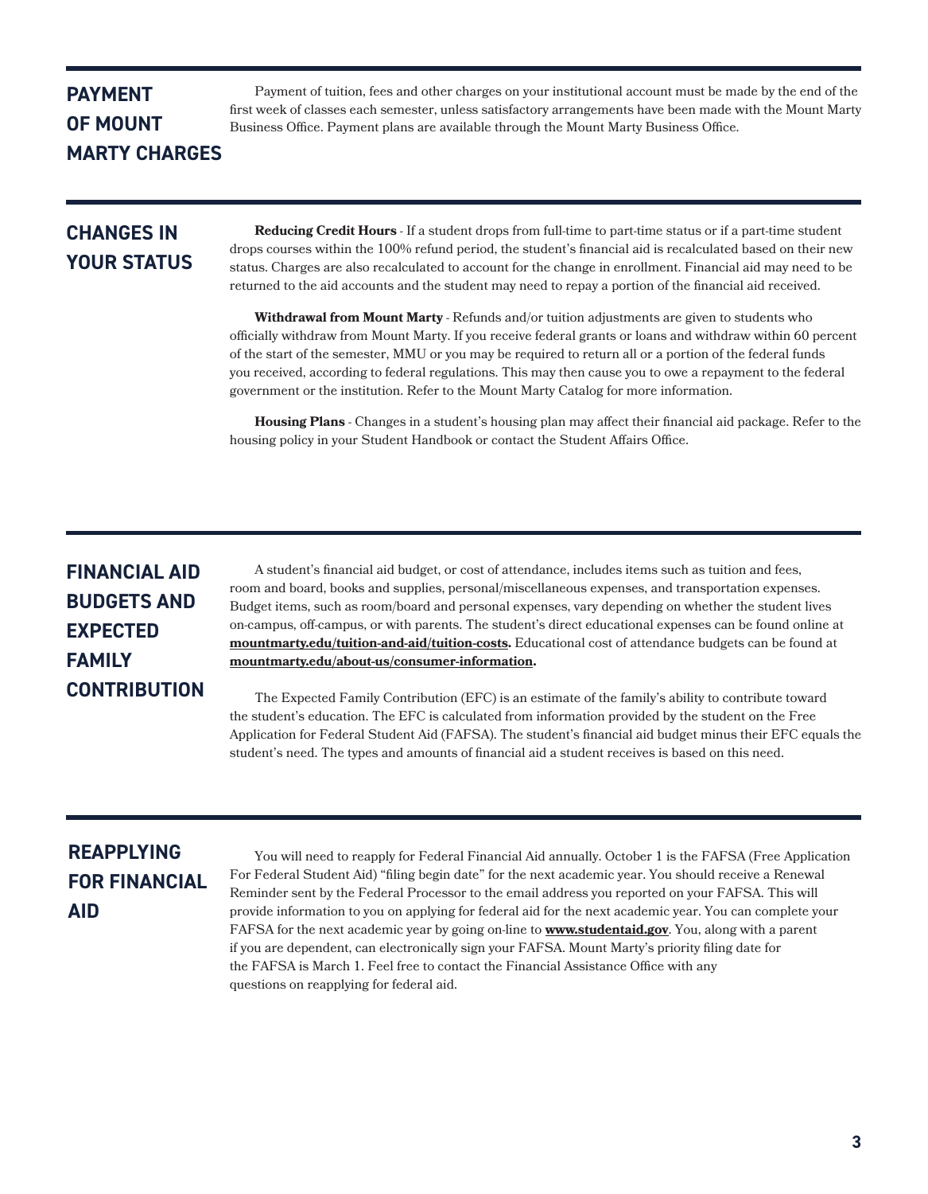## PAYMENT OF MOUNT MARTY CHARGES

Payment of tuition, fees and other charges on your institutional account must be made by the end of the first week of classes each semester, unless satisfactory arrangements have been made with the Mount Marty Business Office. Payment plans are available through the Mount Marty Business Office.

## CHANGES IN YOUR STATUS

**Reducing Credit Hours** - If a student drops from full-time to part-time status or if a part-time student drops courses within the 100% refund period, the student's financial aid is recalculated based on their new status. Charges are also recalculated to account for the change in enrollment. Financial aid may need to be returned to the aid accounts and the student may need to repay a portion of the financial aid received.

**Withdrawal from Mount Marty** - Refunds and/or tuition adjustments are given to students who officially withdraw from Mount Marty. If you receive federal grants or loans and withdraw within 60 percent of the start of the semester, MMU or you may be required to return all or a portion of the federal funds you received, according to federal regulations. This may then cause you to owe a repayment to the federal government or the institution. Refer to the Mount Marty Catalog for more information.

**Housing Plans** - Changes in a student's housing plan may affect their financial aid package. Refer to the housing policy in your Student Handbook or contact the Student Affairs Office.

## FINANCIAL AID BUDGETS AND EXPECTED FAMILY CONTRIBUTION

A student's financial aid budget, or cost of attendance, includes items such as tuition and fees, room and board, books and supplies, personal/miscellaneous expenses, and transportation expenses. Budget items, such as room/board and personal expenses, vary depending on whether the student lives on-campus, off-campus, or with parents. The student's direct educational expenses can be found online at **mountmarty.edu/tuition-and-aid/tuition-costs.** Educational cost of attendance budgets can be found at **mountmarty.edu/about-us/consumer-information.**

The Expected Family Contribution (EFC) is an estimate of the family's ability to contribute toward the student's education. The EFC is calculated from information provided by the student on the Free Application for Federal Student Aid (FAFSA). The student's financial aid budget minus their EFC equals the student's need. The types and amounts of financial aid a student receives is based on this need.

## REAPPLYING FOR FINANCIAL AID

You will need to reapply for Federal Financial Aid annually. October 1 is the FAFSA (Free Application For Federal Student Aid) "filing begin date" for the next academic year. You should receive a Renewal Reminder sent by the Federal Processor to the email address you reported on your FAFSA. This will provide information to you on applying for federal aid for the next academic year. You can complete your FAFSA for the next academic year by going on-line to **www.studentaid.gov**. You, along with a parent if you are dependent, can electronically sign your FAFSA. Mount Marty's priority filing date for the FAFSA is March 1. Feel free to contact the Financial Assistance Office with any questions on reapplying for federal aid.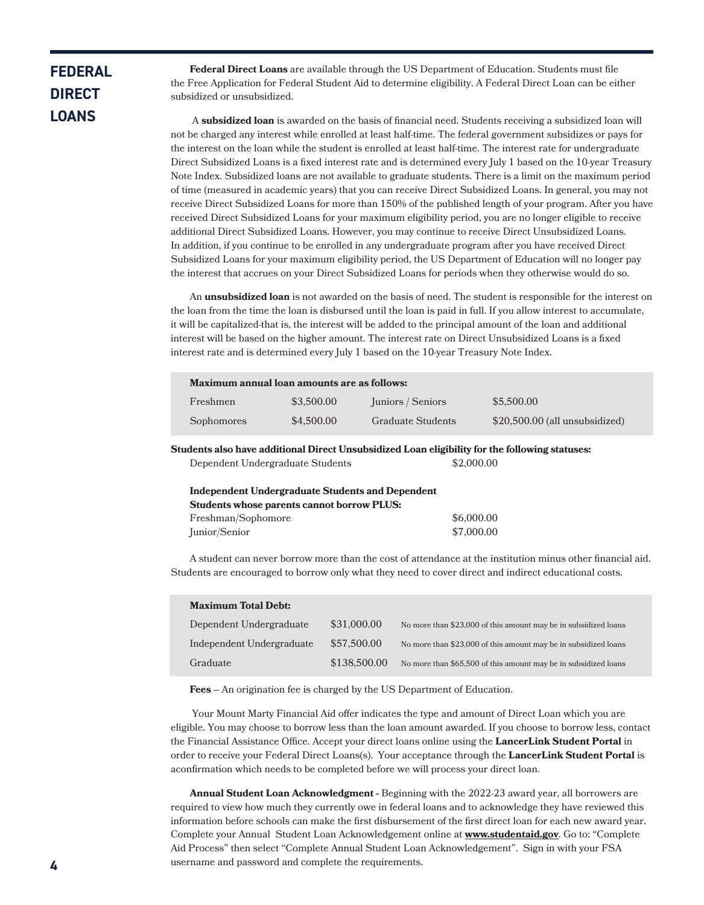# FEDERAL DIRECT LOANS

**Federal Direct Loans** are available through the US Department of Education. Students must file the Free Application for Federal Student Aid to determine eligibility. A Federal Direct Loan can be either subsidized or unsubsidized.

A **subsidized loan** is awarded on the basis of financial need. Students receiving a subsidized loan will not be charged any interest while enrolled at least half-time. The federal government subsidizes or pays for the interest on the loan while the student is enrolled at least half-time. The interest rate for undergraduate Direct Subsidized Loans is a fixed interest rate and is determined every July 1 based on the 10-year Treasury Note Index. Subsidized loans are not available to graduate students. There is a limit on the maximum period of time (measured in academic years) that you can receive Direct Subsidized Loans. In general, you may not receive Direct Subsidized Loans for more than 150% of the published length of your program. After you have received Direct Subsidized Loans for your maximum eligibility period, you are no longer eligible to receive additional Direct Subsidized Loans. However, you may continue to receive Direct Unsubsidized Loans. In addition, if you continue to be enrolled in any undergraduate program after you have received Direct Subsidized Loans for your maximum eligibility period, the US Department of Education will no longer pay the interest that accrues on your Direct Subsidized Loans for periods when they otherwise would do so.

An **unsubsidized loan** is not awarded on the basis of need. The student is responsible for the interest on the loan from the time the loan is disbursed until the loan is paid in full. If you allow interest to accumulate, it will be capitalized-that is, the interest will be added to the principal amount of the loan and additional interest will be based on the higher amount. The interest rate on Direct Unsubsidized Loans is a fixed interest rate and is determined every July 1 based on the 10-year Treasury Note Index.

| **Maximum annual loan amounts are as follows:** | | | |
|---|---|---|---|
| Freshmen | $3,500.00 | Juniors / Seniors | $5,500.00 |
| Sophomores | $4,500.00 | Graduate Students | $20,500.00 (all unsubsidized) |

**Students also have additional Direct Unsubsidized Loan eligibility for the following statuses:**

| | |
|---|---|
| Dependent Undergraduate Students | $2,000.00 |

**Independent Undergraduate Students and Dependent Students whose parents cannot borrow PLUS:**

| | |
|---|---|
| Freshman/Sophomore | $6,000.00 |
| Junior/Senior | $7,000.00 |

A student can never borrow more than the cost of attendance at the institution minus other financial aid. Students are encouraged to borrow only what they need to cover direct and indirect educational costs.

| **Maximum Total Debt:** | | |
|---|---|---|
| Dependent Undergraduate | $31,000.00 | No more than $23,000 of this amount may be in subsidized loans |
| Independent Undergraduate | $57,500.00 | No more than $23,000 of this amount may be in subsidized loans |
| Graduate | $138,500.00 | No more than $65,500 of this amount may be in subsidized loans |

**Fees** – An origination fee is charged by the US Department of Education.

Your Mount Marty Financial Aid offer indicates the type and amount of Direct Loan which you are eligible. You may choose to borrow less than the loan amount awarded. If you choose to borrow less, contact the Financial Assistance Office. Accept your direct loans online using the **LancerLink Student Portal** in order to receive your Federal Direct Loans(s). Your acceptance through the **LancerLink Student Portal** is aconfirmation which needs to be completed before we will process your direct loan.

**Annual Student Loan Acknowledgment -** Beginning with the 2022-23 award year, all borrowers are required to view how much they currently owe in federal loans and to acknowledge they have reviewed this information before schools can make the first disbursement of the first direct loan for each new award year. Complete your Annual Student Loan Acknowledgement online at **www.studentaid.gov**. Go to: "Complete Aid Process" then select "Complete Annual Student Loan Acknowledgement". Sign in with your FSA username and password and complete the requirements.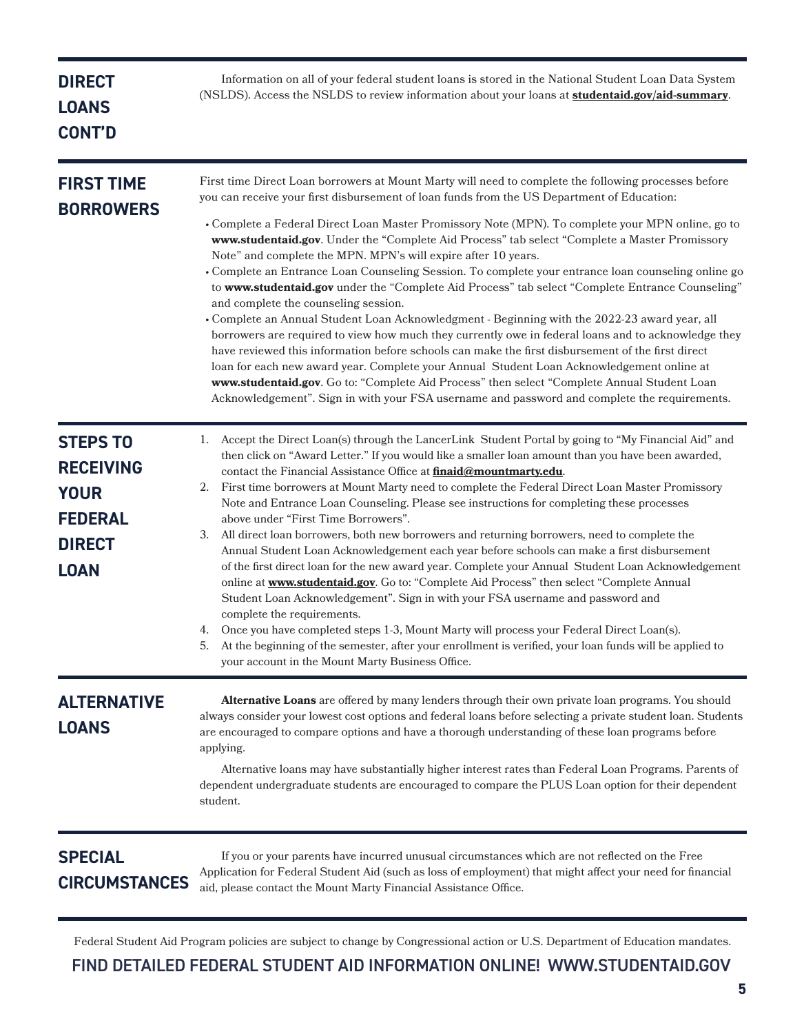## DIRECT LOANS CONT'D

Information on all of your federal student loans is stored in the National Student Loan Data System (NSLDS). Access the NSLDS to review information about your loans at **studentaid.gov/aid-summary**.

## FIRST TIME BORROWERS

First time Direct Loan borrowers at Mount Marty will need to complete the following processes before you can receive your first disbursement of loan funds from the US Department of Education:

- Complete a Federal Direct Loan Master Promissory Note (MPN). To complete your MPN online, go to **www.studentaid.gov**. Under the "Complete Aid Process" tab select "Complete a Master Promissory Note" and complete the MPN. MPN's will expire after 10 years.
- Complete an Entrance Loan Counseling Session. To complete your entrance loan counseling online go to **www.studentaid.gov** under the "Complete Aid Process" tab select "Complete Entrance Counseling" and complete the counseling session.
- Complete an Annual Student Loan Acknowledgment - Beginning with the 2022-23 award year, all borrowers are required to view how much they currently owe in federal loans and to acknowledge they have reviewed this information before schools can make the first disbursement of the first direct loan for each new award year. Complete your Annual Student Loan Acknowledgement online at **www.studentaid.gov**. Go to: "Complete Aid Process" then select "Complete Annual Student Loan Acknowledgement". Sign in with your FSA username and password and complete the requirements.

## STEPS TO RECEIVING YOUR FEDERAL DIRECT LOAN

1. Accept the Direct Loan(s) through the LancerLink Student Portal by going to "My Financial Aid" and then click on "Award Letter." If you would like a smaller loan amount than you have been awarded, contact the Financial Assistance Office at **finaid@mountmarty.edu**.
2. First time borrowers at Mount Marty need to complete the Federal Direct Loan Master Promissory Note and Entrance Loan Counseling. Please see instructions for completing these processes above under "First Time Borrowers".
3. All direct loan borrowers, both new borrowers and returning borrowers, need to complete the Annual Student Loan Acknowledgement each year before schools can make a first disbursement of the first direct loan for the new award year. Complete your Annual Student Loan Acknowledgement online at **www.studentaid.gov**. Go to: "Complete Aid Process" then select "Complete Annual Student Loan Acknowledgement". Sign in with your FSA username and password and complete the requirements.
4. Once you have completed steps 1-3, Mount Marty will process your Federal Direct Loan(s).
5. At the beginning of the semester, after your enrollment is verified, your loan funds will be applied to your account in the Mount Marty Business Office.

## ALTERNATIVE LOANS

**Alternative Loans** are offered by many lenders through their own private loan programs. You should always consider your lowest cost options and federal loans before selecting a private student loan. Students are encouraged to compare options and have a thorough understanding of these loan programs before applying.

Alternative loans may have substantially higher interest rates than Federal Loan Programs. Parents of dependent undergraduate students are encouraged to compare the PLUS Loan option for their dependent student.

## SPECIAL CIRCUMSTANCES

If you or your parents have incurred unusual circumstances which are not reflected on the Free Application for Federal Student Aid (such as loss of employment) that might affect your need for financial aid, please contact the Mount Marty Financial Assistance Office.

Federal Student Aid Program policies are subject to change by Congressional action or U.S. Department of Education mandates.

**FIND DETAILED FEDERAL STUDENT AID INFORMATION ONLINE! WWW.STUDENTAID.GOV**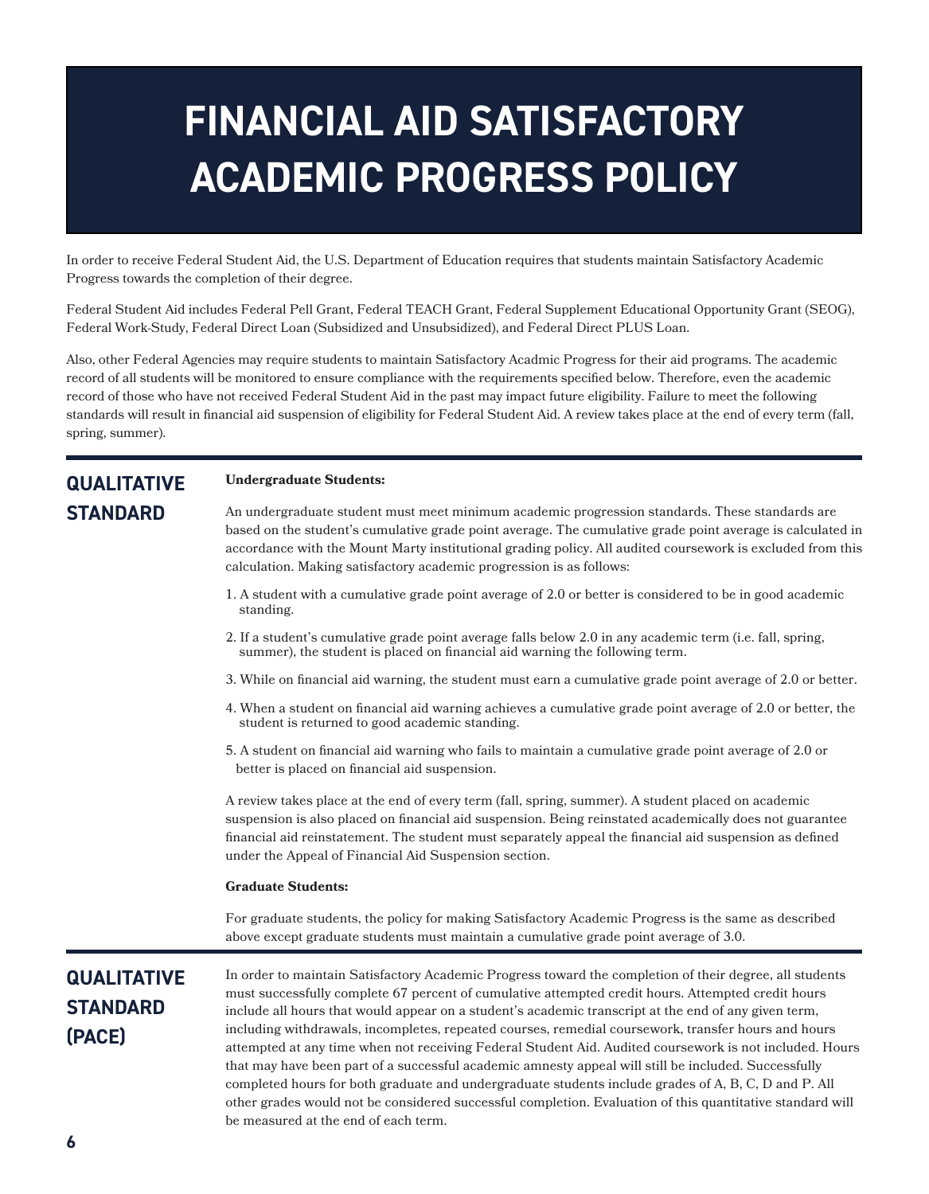# FINANCIAL AID SATISFACTORY ACADEMIC PROGRESS POLICY

In order to receive Federal Student Aid, the U.S. Department of Education requires that students maintain Satisfactory Academic Progress towards the completion of their degree.

Federal Student Aid includes Federal Pell Grant, Federal TEACH Grant, Federal Supplement Educational Opportunity Grant (SEOG), Federal Work-Study, Federal Direct Loan (Subsidized and Unsubsidized), and Federal Direct PLUS Loan.

Also, other Federal Agencies may require students to maintain Satisfactory Acadmic Progress for their aid programs. The academic record of all students will be monitored to ensure compliance with the requirements specified below. Therefore, even the academic record of those who have not received Federal Student Aid in the past may impact future eligibility. Failure to meet the following standards will result in financial aid suspension of eligibility for Federal Student Aid. A review takes place at the end of every term (fall, spring, summer).

## QUALITATIVE STANDARD

**Undergraduate Students:**

An undergraduate student must meet minimum academic progression standards. These standards are based on the student's cumulative grade point average. The cumulative grade point average is calculated in accordance with the Mount Marty institutional grading policy. All audited coursework is excluded from this calculation. Making satisfactory academic progression is as follows:

1. A student with a cumulative grade point average of 2.0 or better is considered to be in good academic standing.
2. If a student's cumulative grade point average falls below 2.0 in any academic term (i.e. fall, spring, summer), the student is placed on financial aid warning the following term.
3. While on financial aid warning, the student must earn a cumulative grade point average of 2.0 or better.
4. When a student on financial aid warning achieves a cumulative grade point average of 2.0 or better, the student is returned to good academic standing.
5. A student on financial aid warning who fails to maintain a cumulative grade point average of 2.0 or better is placed on financial aid suspension.

A review takes place at the end of every term (fall, spring, summer). A student placed on academic suspension is also placed on financial aid suspension. Being reinstated academically does not guarantee financial aid reinstatement. The student must separately appeal the financial aid suspension as defined under the Appeal of Financial Aid Suspension section.

**Graduate Students:**

For graduate students, the policy for making Satisfactory Academic Progress is the same as described above except graduate students must maintain a cumulative grade point average of 3.0.

## QUALITATIVE STANDARD (PACE)

In order to maintain Satisfactory Academic Progress toward the completion of their degree, all students must successfully complete 67 percent of cumulative attempted credit hours. Attempted credit hours include all hours that would appear on a student's academic transcript at the end of any given term, including withdrawals, incompletes, repeated courses, remedial coursework, transfer hours and hours attempted at any time when not receiving Federal Student Aid. Audited coursework is not included. Hours that may have been part of a successful academic amnesty appeal will still be included. Successfully completed hours for both graduate and undergraduate students include grades of A, B, C, D and P. All other grades would not be considered successful completion. Evaluation of this quantitative standard will be measured at the end of each term.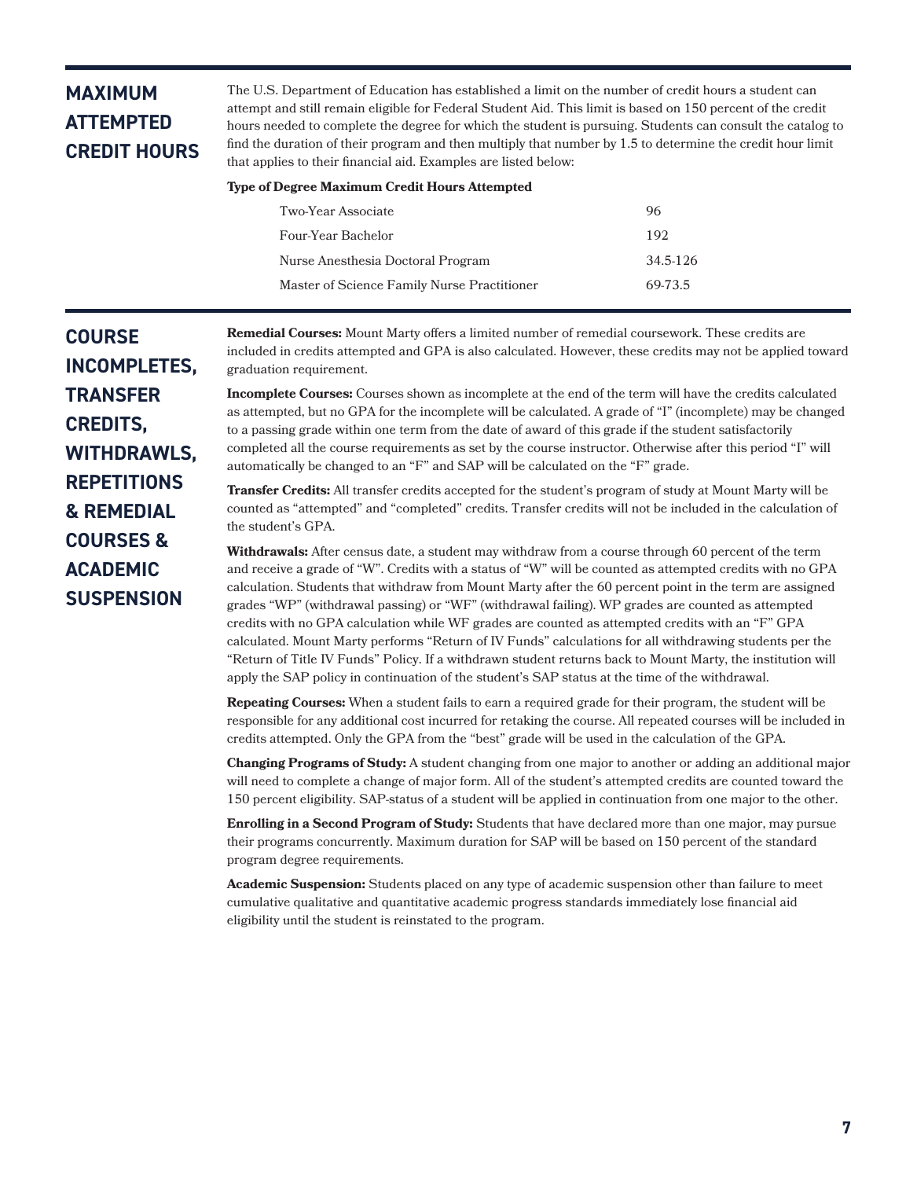## MAXIMUM ATTEMPTED CREDIT HOURS

The U.S. Department of Education has established a limit on the number of credit hours a student can attempt and still remain eligible for Federal Student Aid. This limit is based on 150 percent of the credit hours needed to complete the degree for which the student is pursuing. Students can consult the catalog to find the duration of their program and then multiply that number by 1.5 to determine the credit hour limit that applies to their financial aid. Examples are listed below:

| Type of Degree | Maximum Credit Hours Attempted |
|---|---|
| Two-Year Associate | 96 |
| Four-Year Bachelor | 192 |
| Nurse Anesthesia Doctoral Program | 34.5-126 |
| Master of Science Family Nurse Practitioner | 69-73.5 |

## COURSE INCOMPLETES, TRANSFER CREDITS, WITHDRAWLS, REPETITIONS & REMEDIAL COURSES & ACADEMIC SUSPENSION

**Remedial Courses:** Mount Marty offers a limited number of remedial coursework. These credits are included in credits attempted and GPA is also calculated. However, these credits may not be applied toward graduation requirement.

**Incomplete Courses:** Courses shown as incomplete at the end of the term will have the credits calculated as attempted, but no GPA for the incomplete will be calculated. A grade of "I" (incomplete) may be changed to a passing grade within one term from the date of award of this grade if the student satisfactorily completed all the course requirements as set by the course instructor. Otherwise after this period "I" will automatically be changed to an "F" and SAP will be calculated on the "F" grade.

**Transfer Credits:** All transfer credits accepted for the student's program of study at Mount Marty will be counted as "attempted" and "completed" credits. Transfer credits will not be included in the calculation of the student's GPA.

**Withdrawals:** After census date, a student may withdraw from a course through 60 percent of the term and receive a grade of "W". Credits with a status of "W" will be counted as attempted credits with no GPA calculation. Students that withdraw from Mount Marty after the 60 percent point in the term are assigned grades "WP" (withdrawal passing) or "WF" (withdrawal failing). WP grades are counted as attempted credits with no GPA calculation while WF grades are counted as attempted credits with an "F" GPA calculated. Mount Marty performs "Return of IV Funds" calculations for all withdrawing students per the "Return of Title IV Funds" Policy. If a withdrawn student returns back to Mount Marty, the institution will apply the SAP policy in continuation of the student's SAP status at the time of the withdrawal.

**Repeating Courses:** When a student fails to earn a required grade for their program, the student will be responsible for any additional cost incurred for retaking the course. All repeated courses will be included in credits attempted. Only the GPA from the "best" grade will be used in the calculation of the GPA.

**Changing Programs of Study:** A student changing from one major to another or adding an additional major will need to complete a change of major form. All of the student's attempted credits are counted toward the 150 percent eligibility. SAP-status of a student will be applied in continuation from one major to the other.

**Enrolling in a Second Program of Study:** Students that have declared more than one major, may pursue their programs concurrently. Maximum duration for SAP will be based on 150 percent of the standard program degree requirements.

**Academic Suspension:** Students placed on any type of academic suspension other than failure to meet cumulative qualitative and quantitative academic progress standards immediately lose financial aid eligibility until the student is reinstated to the program.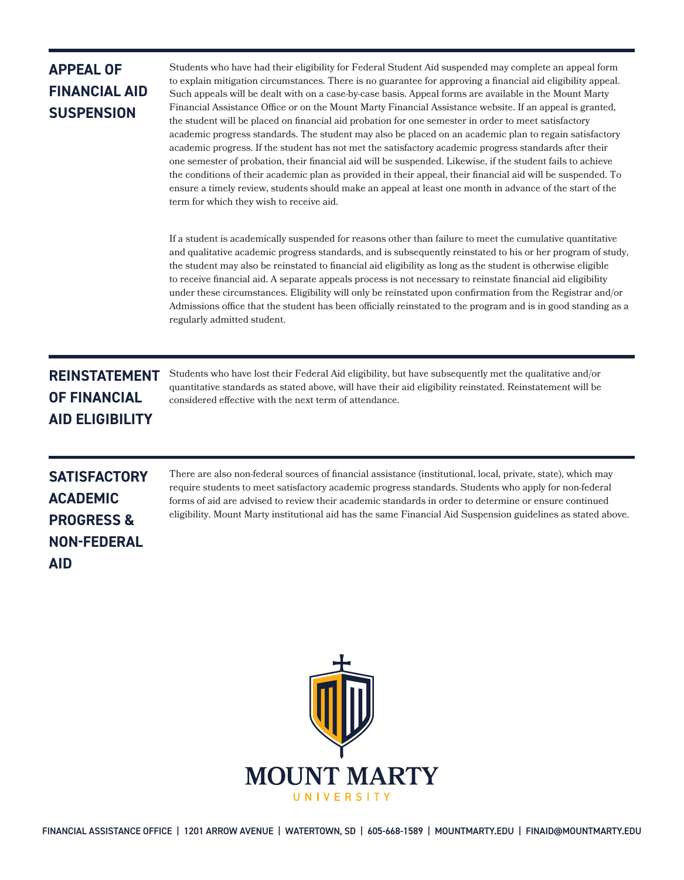## APPEAL OF FINANCIAL AID SUSPENSION

Students who have had their eligibility for Federal Student Aid suspended may complete an appeal form to explain mitigation circumstances. There is no guarantee for approving a financial aid eligibility appeal. Such appeals will be dealt with on a case-by-case basis. Appeal forms are available in the Mount Marty Financial Assistance Office or on the Mount Marty Financial Assistance website. If an appeal is granted, the student will be placed on financial aid probation for one semester in order to meet satisfactory academic progress standards. The student may also be placed on an academic plan to regain satisfactory academic progress. If the student has not met the satisfactory academic progress standards after their one semester of probation, their financial aid will be suspended. Likewise, if the student fails to achieve the conditions of their academic plan as provided in their appeal, their financial aid will be suspended. To ensure a timely review, students should make an appeal at least one month in advance of the start of the term for which they wish to receive aid.

If a student is academically suspended for reasons other than failure to meet the cumulative quantitative and qualitative academic progress standards, and is subsequently reinstated to his or her program of study, the student may also be reinstated to financial aid eligibility as long as the student is otherwise eligible to receive financial aid. A separate appeals process is not necessary to reinstate financial aid eligibility under these circumstances. Eligibility will only be reinstated upon confirmation from the Registrar and/or Admissions office that the student has been officially reinstated to the program and is in good standing as a regularly admitted student.

## REINSTATEMENT OF FINANCIAL AID ELIGIBILITY

Students who have lost their Federal Aid eligibility, but have subsequently met the qualitative and/or quantitative standards as stated above, will have their aid eligibility reinstated. Reinstatement will be considered effective with the next term of attendance.

## SATISFACTORY ACADEMIC PROGRESS & NON-FEDERAL AID

There are also non-federal sources of financial assistance (institutional, local, private, state), which may require students to meet satisfactory academic progress standards. Students who apply for non-federal forms of aid are advised to review their academic standards in order to determine or ensure continued eligibility. Mount Marty institutional aid has the same Financial Aid Suspension guidelines as stated above.

MOUNT MARTY
UNIVERSITY

FINANCIAL ASSISTANCE OFFICE | 1201 ARROW AVENUE | WATERTOWN, SD | 605-668-1589 | MOUNTMARTY.EDU | FINAID@MOUNTMARTY.EDU